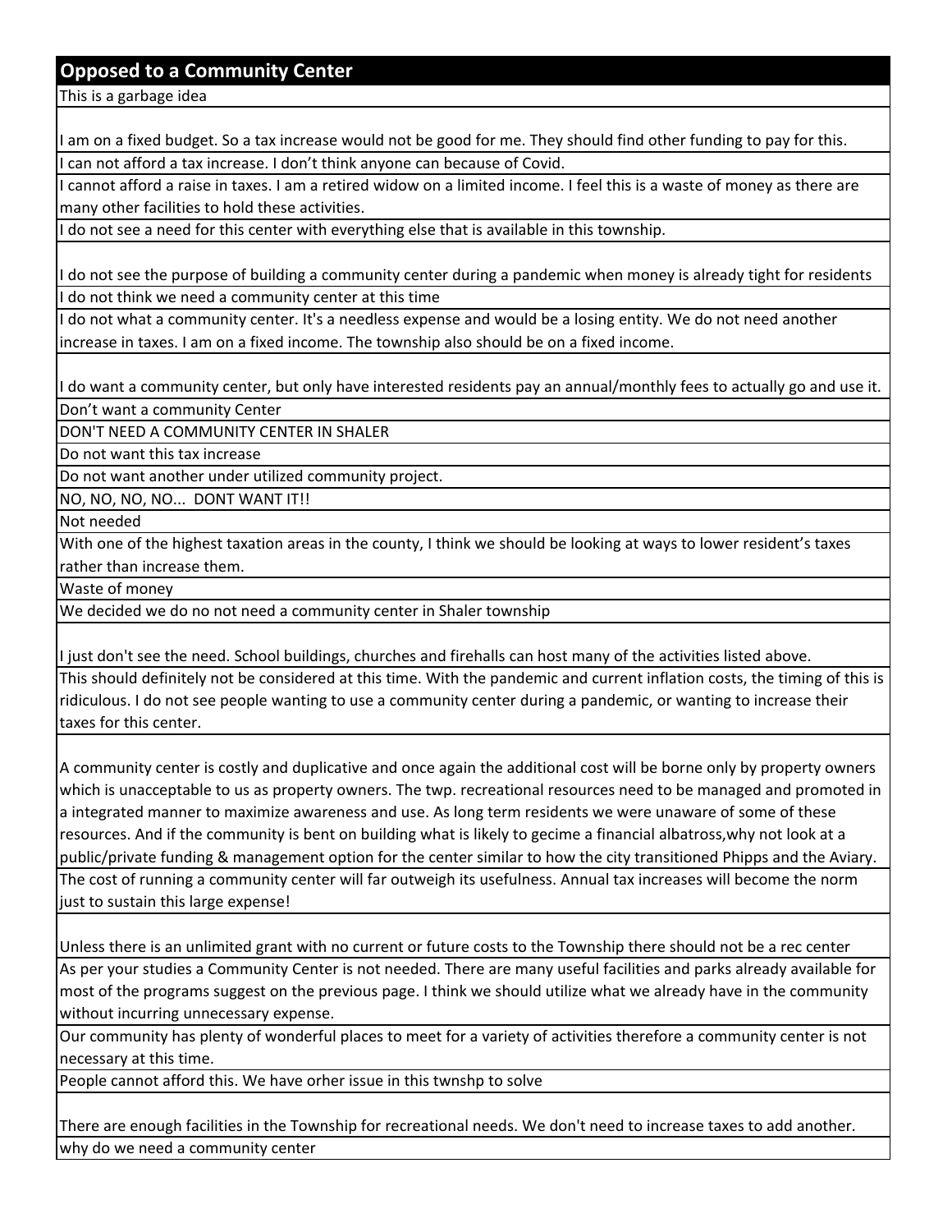| Opposed to a Community Center |
|---|
| This is a garbage idea |
| I am on a fixed budget. So a tax increase would not be good for me. They should find other funding to pay for this. |
| I can not afford a tax increase. I don't think anyone can because of Covid. |
| I cannot afford a raise in taxes. I am a retired widow on a limited income. I feel this is a waste of money as there are many other facilities to hold these activities. |
| I do not see a need for this center with everything else that is available in this township. |
| I do not see the purpose of building a community center during a pandemic when money is already tight for residents |
| I do not think we need a community center at this time |
| I do not what a community center. It's a needless expense and would be a losing entity. We do not need another increase in taxes. I am on a fixed income. The township also should be on a fixed income. |
| I do want a community center, but only have interested residents pay an annual/monthly fees to actually go and use it. |
| Don't want a community Center |
| DON'T NEED A COMMUNITY CENTER IN SHALER |
| Do not want this tax increase |
| Do not want another under utilized community project. |
| NO, NO, NO, NO... DONT WANT IT!! |
| Not needed |
| With one of the highest taxation areas in the county, I think we should be looking at ways to lower resident's taxes rather than increase them. |
| Waste of money |
| We decided we do no not need a community center in Shaler township |
| I just don't see the need. School buildings, churches and firehalls can host many of the activities listed above. |
| This should definitely not be considered at this time. With the pandemic and current inflation costs, the timing of this is ridiculous. I do not see people wanting to use a community center during a pandemic, or wanting to increase their taxes for this center. |
| A community center is costly and duplicative and once again the additional cost will be borne only by property owners which is unacceptable to us as property owners. The twp. recreational resources need to be managed and promoted in a integrated manner to maximize awareness and use. As long term residents we were unaware of some of these resources. And if the community is bent on building what is likely to gecime a financial albatross,why not look at a public/private funding & management option for the center similar to how the city transitioned Phipps and the Aviary. |
| The cost of running a community center will far outweigh its usefulness. Annual tax increases will become the norm just to sustain this large expense! |
| Unless there is an unlimited grant with no current or future costs to the Township there should not be a rec center |
| As per your studies a Community Center is not needed. There are many useful facilities and parks already available for most of the programs suggest on the previous page. I think we should utilize what we already have in the community without incurring unnecessary expense. |
| Our community has plenty of wonderful places to meet for a variety of activities therefore a community center is not necessary at this time. |
| People cannot afford this. We have orher issue in this twnshp to solve |
| There are enough facilities in the Township for recreational needs. We don't need to increase taxes to add another. |
| why do we need a community center |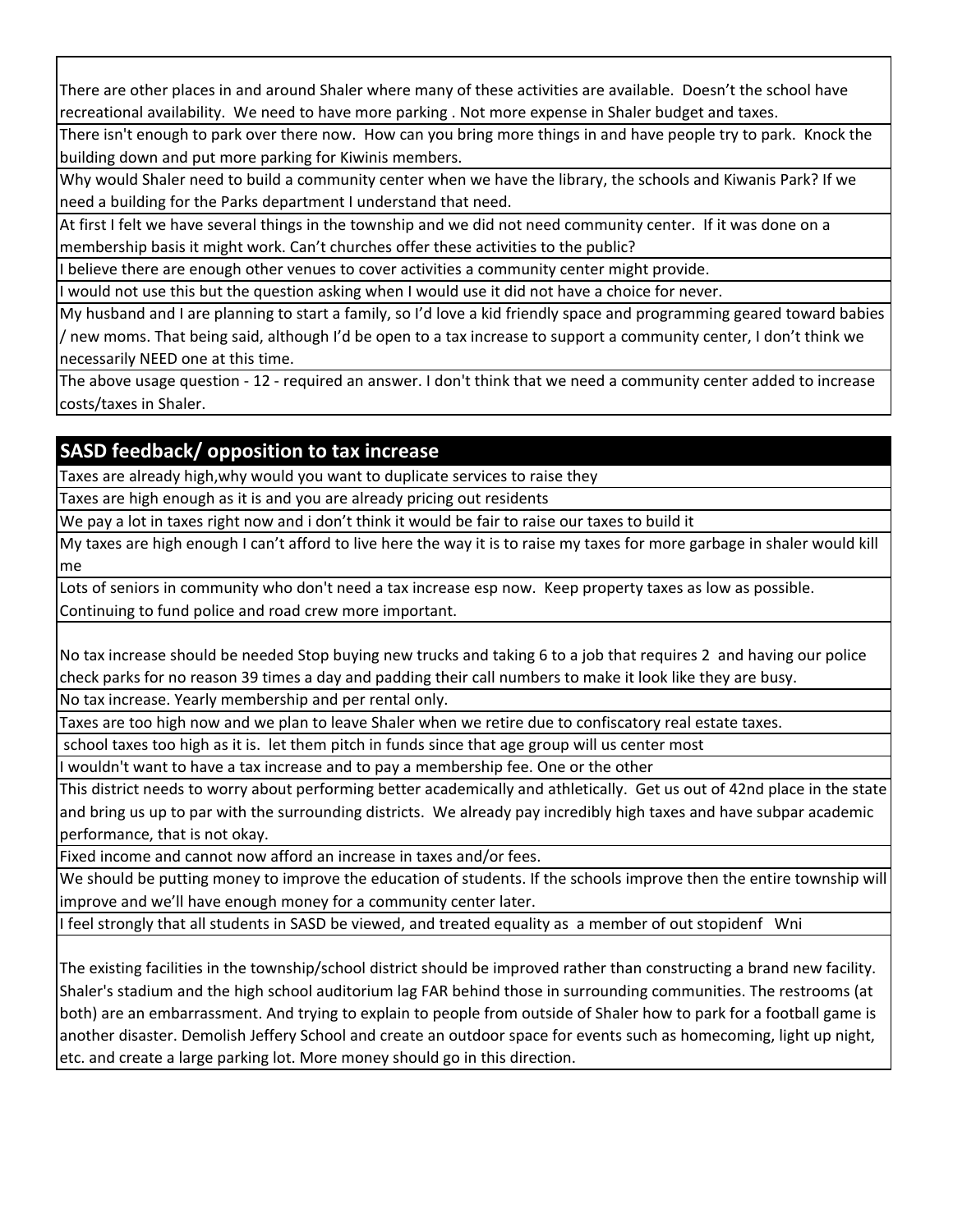There are other places in and around Shaler where many of these activities are available. Doesn't the school have recreational availability. We need to have more parking . Not more expense in Shaler budget and taxes.

There isn't enough to park over there now. How can you bring more things in and have people try to park. Knock the building down and put more parking for Kiwinis members.

Why would Shaler need to build a community center when we have the library, the schools and Kiwanis Park? If we need a building for the Parks department I understand that need.

At first I felt we have several things in the township and we did not need community center. If it was done on a membership basis it might work. Can't churches offer these activities to the public?

I believe there are enough other venues to cover activities a community center might provide.

I would not use this but the question asking when I would use it did not have a choice for never.

My husband and I are planning to start a family, so I'd love a kid friendly space and programming geared toward babies / new moms. That being said, although I'd be open to a tax increase to support a community center, I don't think we necessarily NEED one at this time.

The above usage question - 12 - required an answer. I don't think that we need a community center added to increase costs/taxes in Shaler.

## SASD feedback/ opposition to tax increase

Taxes are already high,why would you want to duplicate services to raise they

Taxes are high enough as it is and you are already pricing out residents

We pay a lot in taxes right now and i don't think it would be fair to raise our taxes to build it

My taxes are high enough I can't afford to live here the way it is to raise my taxes for more garbage in shaler would kill me

Lots of seniors in community who don't need a tax increase esp now. Keep property taxes as low as possible. Continuing to fund police and road crew more important.

No tax increase should be needed Stop buying new trucks and taking 6 to a job that requires 2 and having our police check parks for no reason 39 times a day and padding their call numbers to make it look like they are busy.

No tax increase. Yearly membership and per rental only.

Taxes are too high now and we plan to leave Shaler when we retire due to confiscatory real estate taxes.

school taxes too high as it is. let them pitch in funds since that age group will us center most

I wouldn't want to have a tax increase and to pay a membership fee. One or the other

This district needs to worry about performing better academically and athletically. Get us out of 42nd place in the state and bring us up to par with the surrounding districts. We already pay incredibly high taxes and have subpar academic performance, that is not okay.

Fixed income and cannot now afford an increase in taxes and/or fees.

We should be putting money to improve the education of students. If the schools improve then the entire township will improve and we'll have enough money for a community center later.

I feel strongly that all students in SASD be viewed, and treated equality as a member of out stopidenf Wni

The existing facilities in the township/school district should be improved rather than constructing a brand new facility. Shaler's stadium and the high school auditorium lag FAR behind those in surrounding communities. The restrooms (at both) are an embarrassment. And trying to explain to people from outside of Shaler how to park for a football game is another disaster. Demolish Jeffery School and create an outdoor space for events such as homecoming, light up night, etc. and create a large parking lot. More money should go in this direction.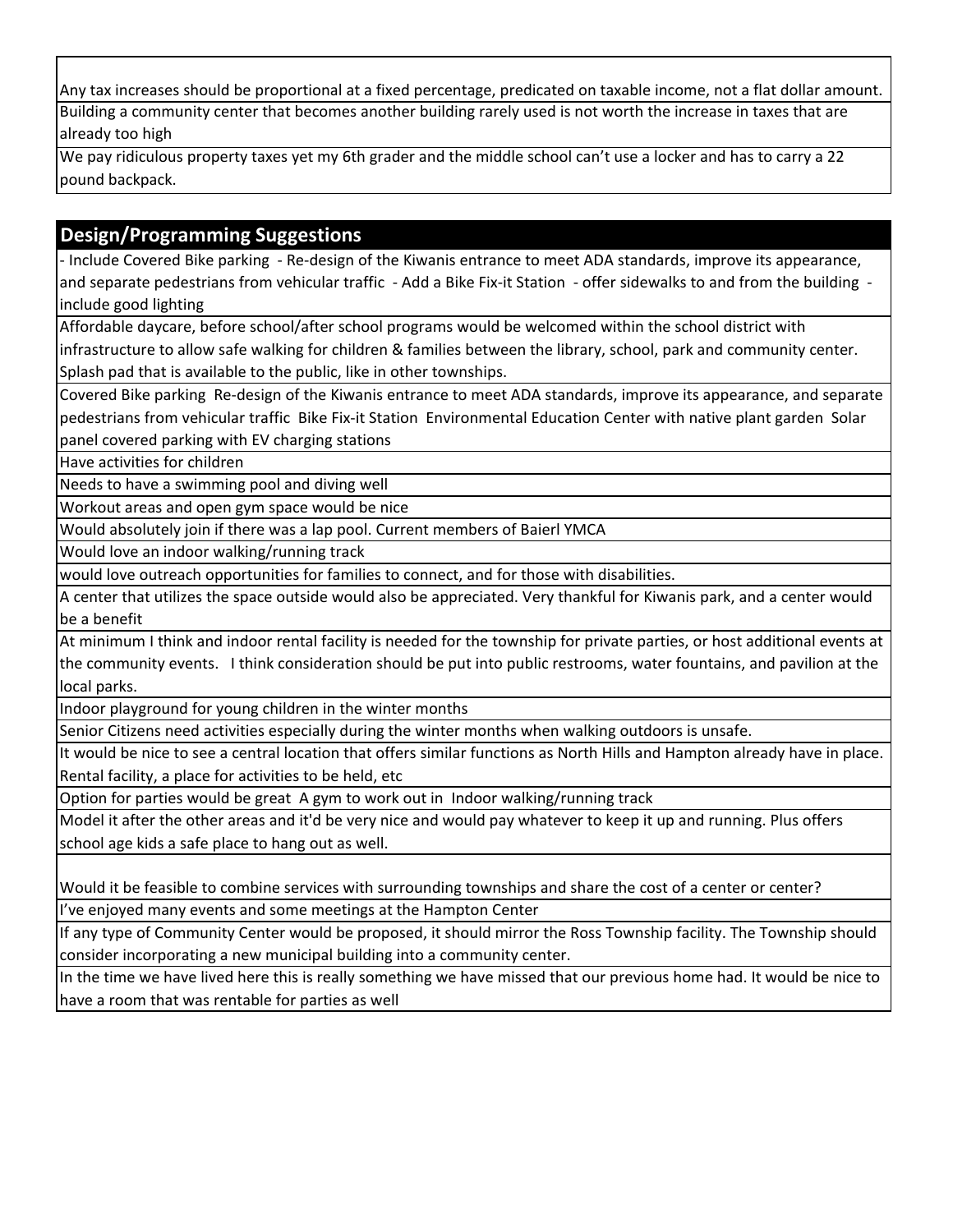| |
|---|
| |
| Any tax increases should be proportional at a fixed percentage, predicated on taxable income, not a flat dollar amount. |
| Building a community center that becomes another building rarely used is not worth the increase in taxes that are already too high |
| We pay ridiculous property taxes yet my 6th grader and the middle school can't use a locker and has to carry a 22 pound backpack. |

| **Design/Programming Suggestions** |
|---|
| - Include Covered Bike parking - Re-design of the Kiwanis entrance to meet ADA standards, improve its appearance, and separate pedestrians from vehicular traffic - Add a Bike Fix-it Station - offer sidewalks to and from the building - include good lighting |
| Affordable daycare, before school/after school programs would be welcomed within the school district with infrastructure to allow safe walking for children & families between the library, school, park and community center. Splash pad that is available to the public, like in other townships. |
| Covered Bike parking Re-design of the Kiwanis entrance to meet ADA standards, improve its appearance, and separate pedestrians from vehicular traffic Bike Fix-it Station Environmental Education Center with native plant garden Solar panel covered parking with EV charging stations |
| Have activities for children |
| Needs to have a swimming pool and diving well |
| Workout areas and open gym space would be nice |
| Would absolutely join if there was a lap pool. Current members of Baierl YMCA |
| Would love an indoor walking/running track |
| would love outreach opportunities for families to connect, and for those with disabilities. |
| A center that utilizes the space outside would also be appreciated. Very thankful for Kiwanis park, and a center would be a benefit |
| At minimum I think and indoor rental facility is needed for the township for private parties, or host additional events at the community events. I think consideration should be put into public restrooms, water fountains, and pavilion at the local parks. |
| Indoor playground for young children in the winter months |
| Senior Citizens need activities especially during the winter months when walking outdoors is unsafe. |
| It would be nice to see a central location that offers similar functions as North Hills and Hampton already have in place. Rental facility, a place for activities to be held, etc |
| Option for parties would be great A gym to work out in Indoor walking/running track |
| Model it after the other areas and it'd be very nice and would pay whatever to keep it up and running. Plus offers school age kids a safe place to hang out as well. |
| Would it be feasible to combine services with surrounding townships and share the cost of a center or center? |
| I've enjoyed many events and some meetings at the Hampton Center |
| If any type of Community Center would be proposed, it should mirror the Ross Township facility. The Township should consider incorporating a new municipal building into a community center. |
| In the time we have lived here this is really something we have missed that our previous home had. It would be nice to have a room that was rentable for parties as well |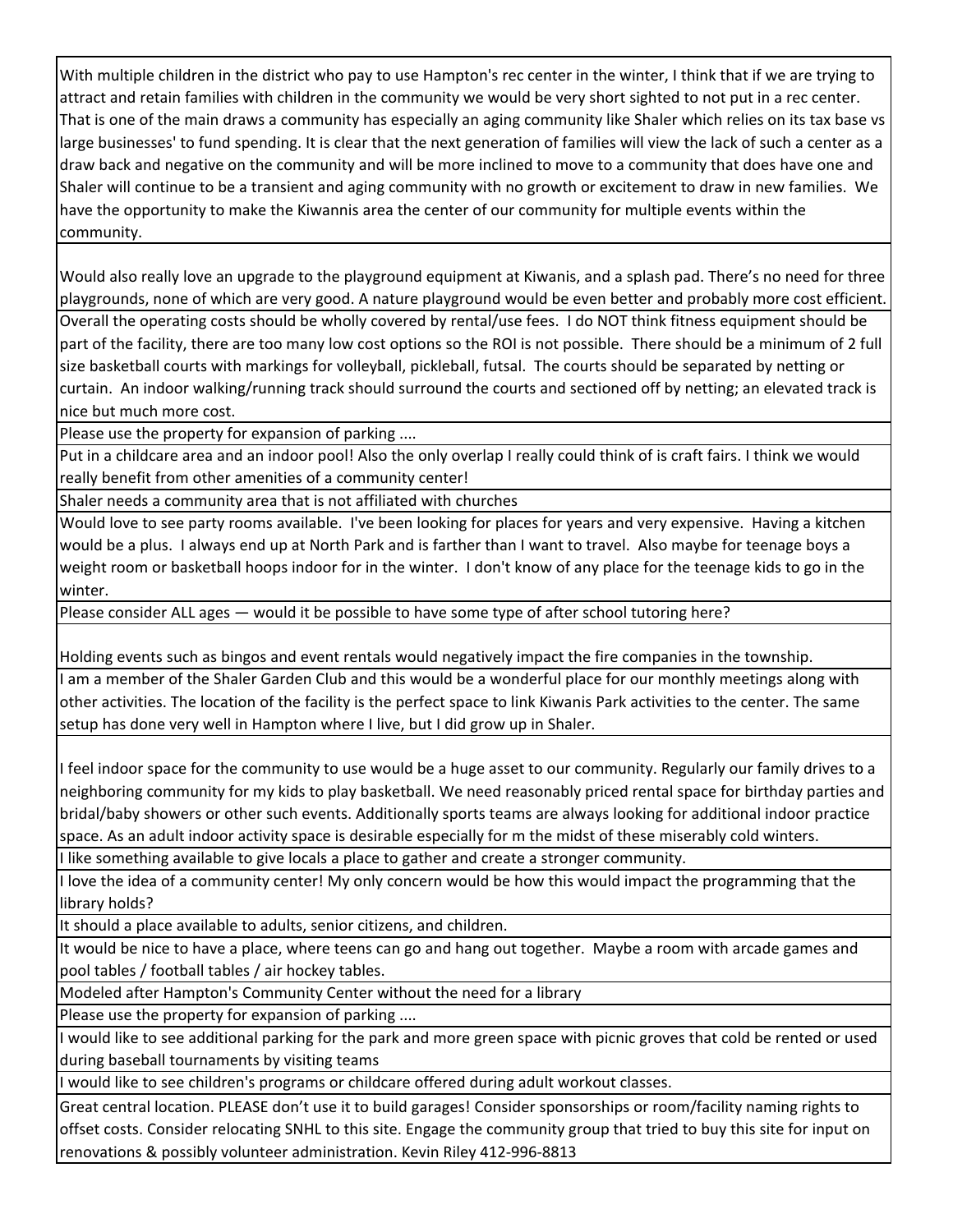| |
|---|
| With multiple children in the district who pay to use Hampton's rec center in the winter, I think that if we are trying to attract and retain families with children in the community we would be very short sighted to not put in a rec center. That is one of the main draws a community has especially an aging community like Shaler which relies on its tax base vs large businesses' to fund spending. It is clear that the next generation of families will view the lack of such a center as a draw back and negative on the community and will be more inclined to move to a community that does have one and Shaler will continue to be a transient and aging community with no growth or excitement to draw in new families. We have the opportunity to make the Kiwannis area the center of our community for multiple events within the community. |
| Would also really love an upgrade to the playground equipment at Kiwanis, and a splash pad. There's no need for three playgrounds, none of which are very good. A nature playground would be even better and probably more cost efficient. |
| Overall the operating costs should be wholly covered by rental/use fees. I do NOT think fitness equipment should be part of the facility, there are too many low cost options so the ROI is not possible. There should be a minimum of 2 full size basketball courts with markings for volleyball, pickleball, futsal. The courts should be separated by netting or curtain. An indoor walking/running track should surround the courts and sectioned off by netting; an elevated track is nice but much more cost. |
| Please use the property for expansion of parking .... |
| Put in a childcare area and an indoor pool! Also the only overlap I really could think of is craft fairs. I think we would really benefit from other amenities of a community center! |
| Shaler needs a community area that is not affiliated with churches |
| Would love to see party rooms available. I've been looking for places for years and very expensive. Having a kitchen would be a plus. I always end up at North Park and is farther than I want to travel. Also maybe for teenage boys a weight room or basketball hoops indoor for in the winter. I don't know of any place for the teenage kids to go in the winter. |
| Please consider ALL ages — would it be possible to have some type of after school tutoring here? |
| Holding events such as bingos and event rentals would negatively impact the fire companies in the township. |
| I am a member of the Shaler Garden Club and this would be a wonderful place for our monthly meetings along with other activities. The location of the facility is the perfect space to link Kiwanis Park activities to the center. The same setup has done very well in Hampton where I live, but I did grow up in Shaler. |
| I feel indoor space for the community to use would be a huge asset to our community. Regularly our family drives to a neighboring community for my kids to play basketball. We need reasonably priced rental space for birthday parties and bridal/baby showers or other such events. Additionally sports teams are always looking for additional indoor practice space. As an adult indoor activity space is desirable especially for m the midst of these miserably cold winters. |
| I like something available to give locals a place to gather and create a stronger community. |
| I love the idea of a community center! My only concern would be how this would impact the programming that the library holds? |
| It should a place available to adults, senior citizens, and children. |
| It would be nice to have a place, where teens can go and hang out together. Maybe a room with arcade games and pool tables / football tables / air hockey tables. |
| Modeled after Hampton's Community Center without the need for a library |
| Please use the property for expansion of parking .... |
| I would like to see additional parking for the park and more green space with picnic groves that cold be rented or used during baseball tournaments by visiting teams |
| I would like to see children's programs or childcare offered during adult workout classes. |
| Great central location. PLEASE don't use it to build garages! Consider sponsorships or room/facility naming rights to offset costs. Consider relocating SNHL to this site. Engage the community group that tried to buy this site for input on renovations & possibly volunteer administration. Kevin Riley 412-996-8813 |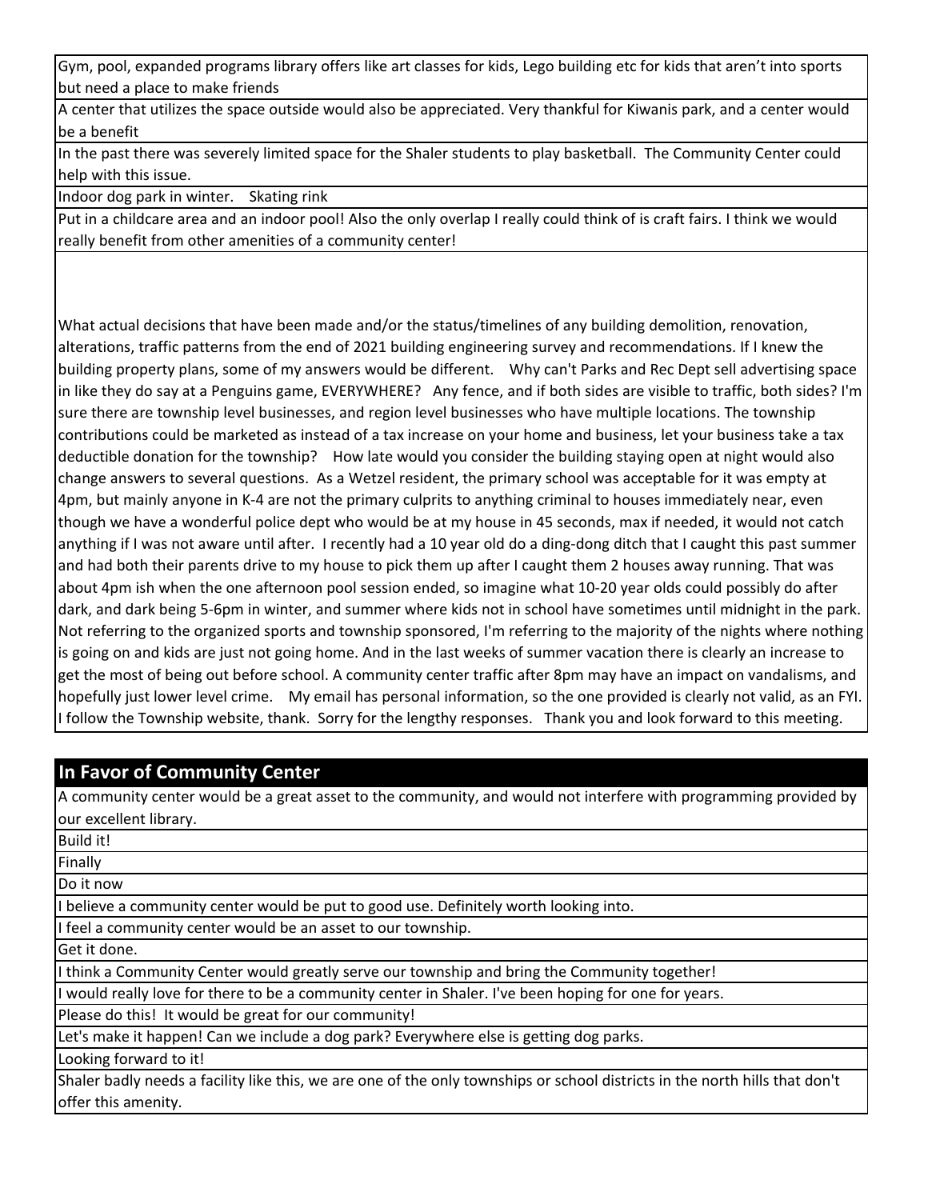| |
|---|
| Gym, pool, expanded programs library offers like art classes for kids, Lego building etc for kids that aren't into sports but need a place to make friends |
| A center that utilizes the space outside would also be appreciated. Very thankful for Kiwanis park, and a center would be a benefit |
| In the past there was severely limited space for the Shaler students to play basketball. The Community Center could help with this issue. |
| Indoor dog park in winter. Skating rink |
| Put in a childcare area and an indoor pool! Also the only overlap I really could think of is craft fairs. I think we would really benefit from other amenities of a community center! |
| What actual decisions that have been made and/or the status/timelines of any building demolition, renovation, alterations, traffic patterns from the end of 2021 building engineering survey and recommendations. If I knew the building property plans, some of my answers would be different. Why can't Parks and Rec Dept sell advertising space in like they do say at a Penguins game, EVERYWHERE? Any fence, and if both sides are visible to traffic, both sides? I'm sure there are township level businesses, and region level businesses who have multiple locations. The township contributions could be marketed as instead of a tax increase on your home and business, let your business take a tax deductible donation for the township? How late would you consider the building staying open at night would also change answers to several questions. As a Wetzel resident, the primary school was acceptable for it was empty at 4pm, but mainly anyone in K-4 are not the primary culprits to anything criminal to houses immediately near, even though we have a wonderful police dept who would be at my house in 45 seconds, max if needed, it would not catch anything if I was not aware until after. I recently had a 10 year old do a ding-dong ditch that I caught this past summer and had both their parents drive to my house to pick them up after I caught them 2 houses away running. That was about 4pm ish when the one afternoon pool session ended, so imagine what 10-20 year olds could possibly do after dark, and dark being 5-6pm in winter, and summer where kids not in school have sometimes until midnight in the park. Not referring to the organized sports and township sponsored, I'm referring to the majority of the nights where nothing is going on and kids are just not going home. And in the last weeks of summer vacation there is clearly an increase to get the most of being out before school. A community center traffic after 8pm may have an impact on vandalisms, and hopefully just lower level crime. My email has personal information, so the one provided is clearly not valid, as an FYI. I follow the Township website, thank. Sorry for the lengthy responses. Thank you and look forward to this meeting. |

| **In Favor of Community Center** |
|---|
| A community center would be a great asset to the community, and would not interfere with programming provided by our excellent library. |
| Build it! |
| Finally |
| Do it now |
| I believe a community center would be put to good use. Definitely worth looking into. |
| I feel a community center would be an asset to our township. |
| Get it done. |
| I think a Community Center would greatly serve our township and bring the Community together! |
| I would really love for there to be a community center in Shaler. I've been hoping for one for years. |
| Please do this! It would be great for our community! |
| Let's make it happen! Can we include a dog park? Everywhere else is getting dog parks. |
| Looking forward to it! |
| Shaler badly needs a facility like this, we are one of the only townships or school districts in the north hills that don't offer this amenity. |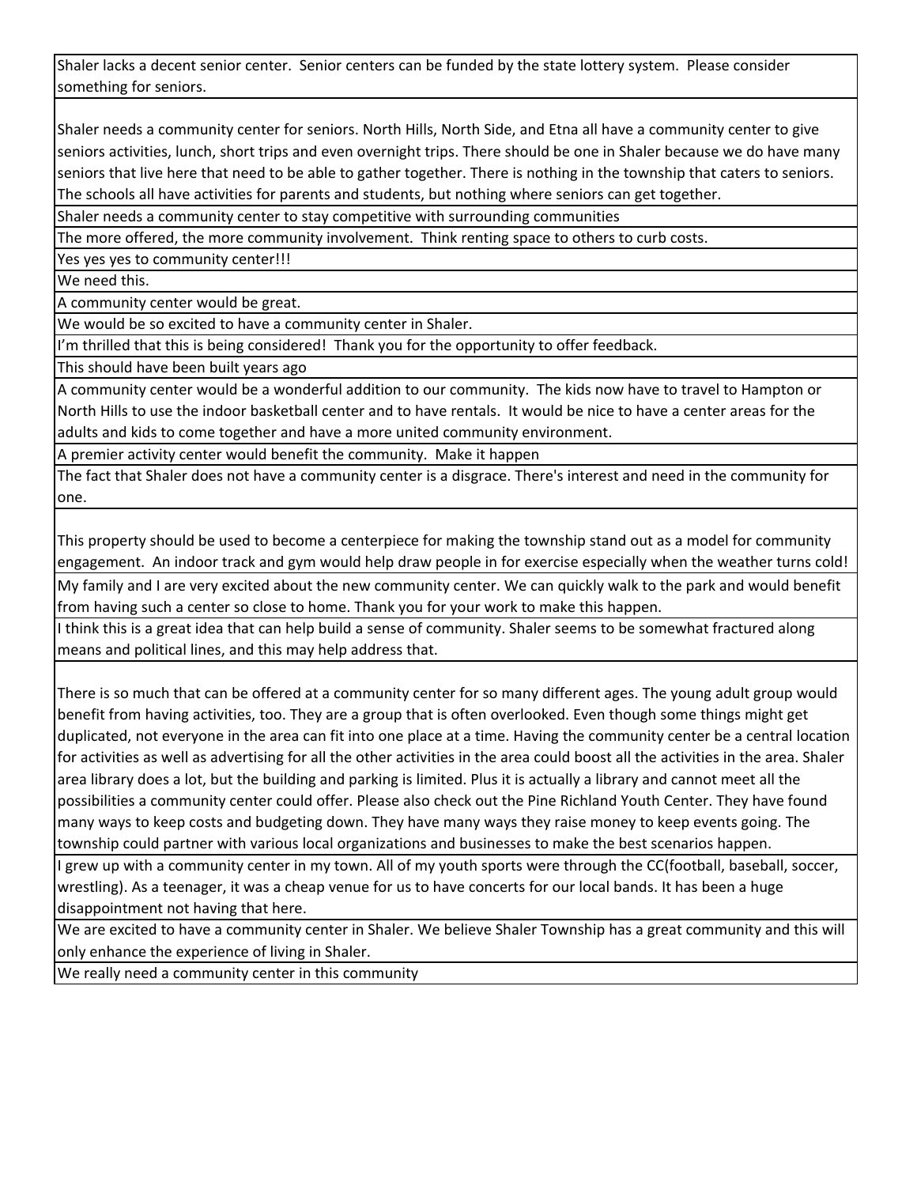| |
|---|
| Shaler lacks a decent senior center. Senior centers can be funded by the state lottery system. Please consider something for seniors. |
| Shaler needs a community center for seniors. North Hills, North Side, and Etna all have a community center to give seniors activities, lunch, short trips and even overnight trips. There should be one in Shaler because we do have many seniors that live here that need to be able to gather together. There is nothing in the township that caters to seniors. The schools all have activities for parents and students, but nothing where seniors can get together. |
| Shaler needs a community center to stay competitive with surrounding communities |
| The more offered, the more community involvement. Think renting space to others to curb costs. |
| Yes yes yes to community center!!! |
| We need this. |
| A community center would be great. |
| We would be so excited to have a community center in Shaler. |
| I'm thrilled that this is being considered! Thank you for the opportunity to offer feedback. |
| This should have been built years ago |
| A community center would be a wonderful addition to our community. The kids now have to travel to Hampton or North Hills to use the indoor basketball center and to have rentals. It would be nice to have a center areas for the adults and kids to come together and have a more united community environment. |
| A premier activity center would benefit the community. Make it happen |
| The fact that Shaler does not have a community center is a disgrace. There's interest and need in the community for one. |
| This property should be used to become a centerpiece for making the township stand out as a model for community engagement. An indoor track and gym would help draw people in for exercise especially when the weather turns cold! |
| My family and I are very excited about the new community center. We can quickly walk to the park and would benefit from having such a center so close to home. Thank you for your work to make this happen. |
| I think this is a great idea that can help build a sense of community. Shaler seems to be somewhat fractured along means and political lines, and this may help address that. |
| There is so much that can be offered at a community center for so many different ages. The young adult group would benefit from having activities, too. They are a group that is often overlooked. Even though some things might get duplicated, not everyone in the area can fit into one place at a time. Having the community center be a central location for activities as well as advertising for all the other activities in the area could boost all the activities in the area. Shaler area library does a lot, but the building and parking is limited. Plus it is actually a library and cannot meet all the possibilities a community center could offer. Please also check out the Pine Richland Youth Center. They have found many ways to keep costs and budgeting down. They have many ways they raise money to keep events going. The township could partner with various local organizations and businesses to make the best scenarios happen. |
| I grew up with a community center in my town. All of my youth sports were through the CC(football, baseball, soccer, wrestling). As a teenager, it was a cheap venue for us to have concerts for our local bands. It has been a huge disappointment not having that here. |
| We are excited to have a community center in Shaler. We believe Shaler Township has a great community and this will only enhance the experience of living in Shaler. |
| We really need a community center in this community |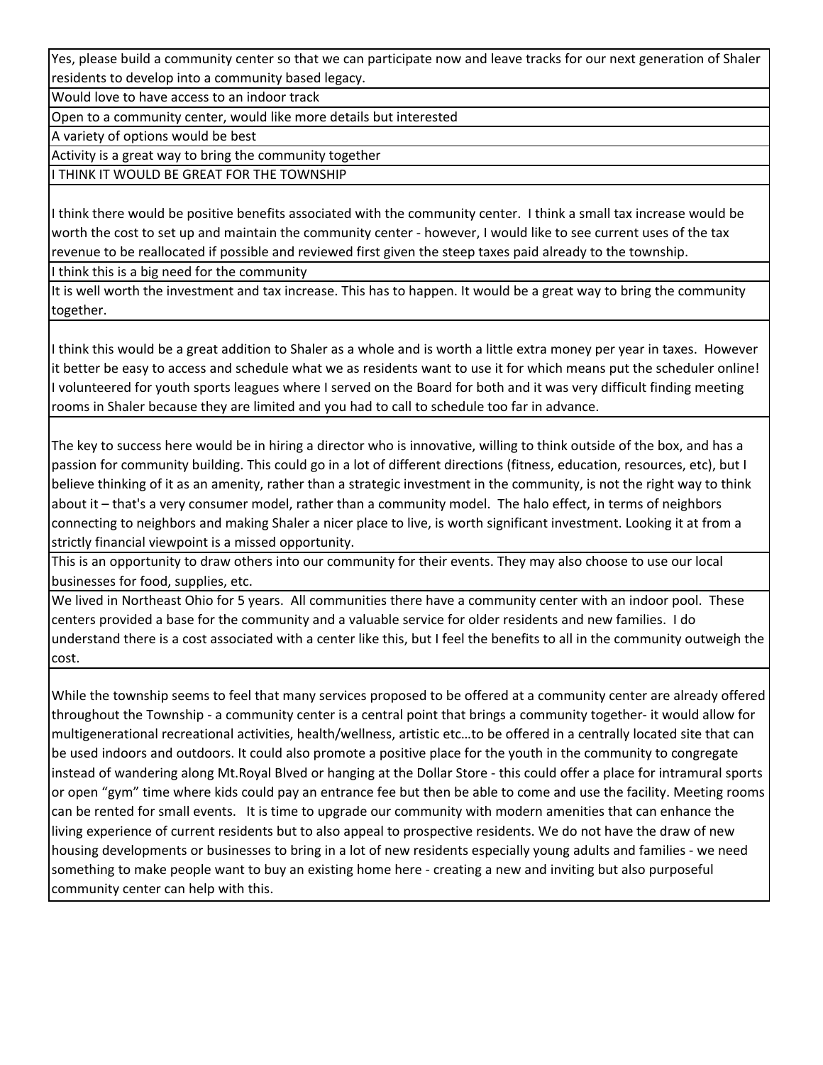| |
|---|
| Yes, please build a community center so that we can participate now and leave tracks for our next generation of Shaler residents to develop into a community based legacy. |
| Would love to have access to an indoor track |
| Open to a community center, would like more details but interested |
| A variety of options would be best |
| Activity is a great way to bring the community together |
| I THINK IT WOULD BE GREAT FOR THE TOWNSHIP |
| I think there would be positive benefits associated with the community center. I think a small tax increase would be worth the cost to set up and maintain the community center - however, I would like to see current uses of the tax revenue to be reallocated if possible and reviewed first given the steep taxes paid already to the township. |
| I think this is a big need for the community |
| It is well worth the investment and tax increase. This has to happen. It would be a great way to bring the community together. |
| I think this would be a great addition to Shaler as a whole and is worth a little extra money per year in taxes. However it better be easy to access and schedule what we as residents want to use it for which means put the scheduler online! I volunteered for youth sports leagues where I served on the Board for both and it was very difficult finding meeting rooms in Shaler because they are limited and you had to call to schedule too far in advance. |
| The key to success here would be in hiring a director who is innovative, willing to think outside of the box, and has a passion for community building. This could go in a lot of different directions (fitness, education, resources, etc), but I believe thinking of it as an amenity, rather than a strategic investment in the community, is not the right way to think about it – that's a very consumer model, rather than a community model. The halo effect, in terms of neighbors connecting to neighbors and making Shaler a nicer place to live, is worth significant investment. Looking it at from a strictly financial viewpoint is a missed opportunity. |
| This is an opportunity to draw others into our community for their events. They may also choose to use our local businesses for food, supplies, etc. |
| We lived in Northeast Ohio for 5 years. All communities there have a community center with an indoor pool. These centers provided a base for the community and a valuable service for older residents and new families. I do understand there is a cost associated with a center like this, but I feel the benefits to all in the community outweigh the cost. |
| While the township seems to feel that many services proposed to be offered at a community center are already offered throughout the Township - a community center is a central point that brings a community together- it would allow for multigenerational recreational activities, health/wellness, artistic etc…to be offered in a centrally located site that can be used indoors and outdoors. It could also promote a positive place for the youth in the community to congregate instead of wandering along Mt.Royal Blved or hanging at the Dollar Store - this could offer a place for intramural sports or open "gym" time where kids could pay an entrance fee but then be able to come and use the facility. Meeting rooms can be rented for small events. It is time to upgrade our community with modern amenities that can enhance the living experience of current residents but to also appeal to prospective residents. We do not have the draw of new housing developments or businesses to bring in a lot of new residents especially young adults and families - we need something to make people want to buy an existing home here - creating a new and inviting but also purposeful community center can help with this. |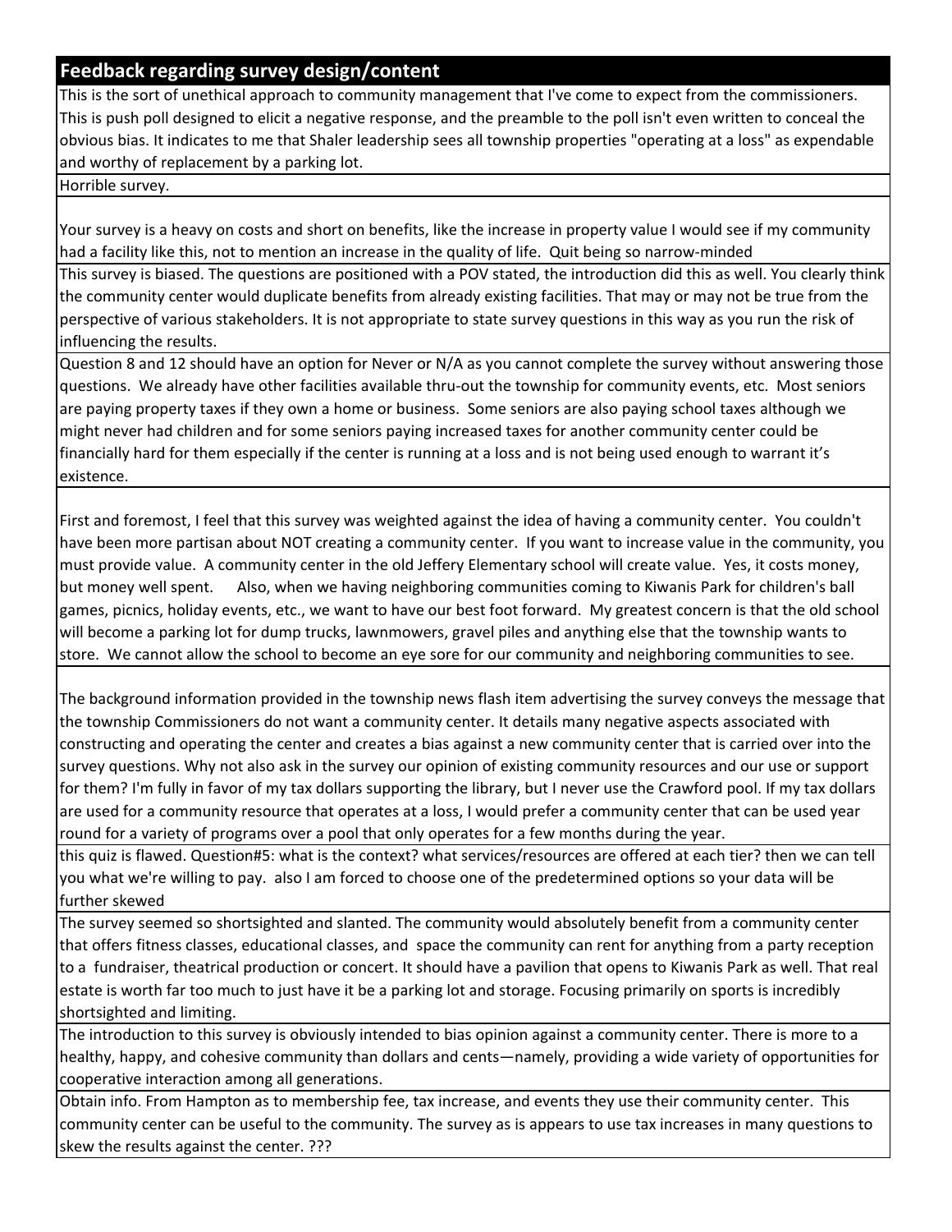| Feedback regarding survey design/content |
| --- |
| This is the sort of unethical approach to community management that I've come to expect from the commissioners. This is push poll designed to elicit a negative response, and the preamble to the poll isn't even written to conceal the obvious bias. It indicates to me that Shaler leadership sees all township properties "operating at a loss" as expendable and worthy of replacement by a parking lot. |
| Horrible survey. |
| Your survey is a heavy on costs and short on benefits, like the increase in property value I would see if my community had a facility like this, not to mention an increase in the quality of life. Quit being so narrow-minded |
| This survey is biased. The questions are positioned with a POV stated, the introduction did this as well. You clearly think the community center would duplicate benefits from already existing facilities. That may or may not be true from the perspective of various stakeholders. It is not appropriate to state survey questions in this way as you run the risk of influencing the results. |
| Question 8 and 12 should have an option for Never or N/A as you cannot complete the survey without answering those questions. We already have other facilities available thru-out the township for community events, etc. Most seniors are paying property taxes if they own a home or business. Some seniors are also paying school taxes although we might never had children and for some seniors paying increased taxes for another community center could be financially hard for them especially if the center is running at a loss and is not being used enough to warrant it's existence. |
| First and foremost, I feel that this survey was weighted against the idea of having a community center. You couldn't have been more partisan about NOT creating a community center. If you want to increase value in the community, you must provide value. A community center in the old Jeffery Elementary school will create value. Yes, it costs money, but money well spent. Also, when we having neighboring communities coming to Kiwanis Park for children's ball games, picnics, holiday events, etc., we want to have our best foot forward. My greatest concern is that the old school will become a parking lot for dump trucks, lawnmowers, gravel piles and anything else that the township wants to store. We cannot allow the school to become an eye sore for our community and neighboring communities to see. |
| The background information provided in the township news flash item advertising the survey conveys the message that the township Commissioners do not want a community center. It details many negative aspects associated with constructing and operating the center and creates a bias against a new community center that is carried over into the survey questions. Why not also ask in the survey our opinion of existing community resources and our use or support for them? I'm fully in favor of my tax dollars supporting the library, but I never use the Crawford pool. If my tax dollars are used for a community resource that operates at a loss, I would prefer a community center that can be used year round for a variety of programs over a pool that only operates for a few months during the year. |
| this quiz is flawed. Question#5: what is the context? what services/resources are offered at each tier? then we can tell you what we're willing to pay. also I am forced to choose one of the predetermined options so your data will be further skewed |
| The survey seemed so shortsighted and slanted. The community would absolutely benefit from a community center that offers fitness classes, educational classes, and space the community can rent for anything from a party reception to a fundraiser, theatrical production or concert. It should have a pavilion that opens to Kiwanis Park as well. That real estate is worth far too much to just have it be a parking lot and storage. Focusing primarily on sports is incredibly shortsighted and limiting. |
| The introduction to this survey is obviously intended to bias opinion against a community center. There is more to a healthy, happy, and cohesive community than dollars and cents—namely, providing a wide variety of opportunities for cooperative interaction among all generations. |
| Obtain info. From Hampton as to membership fee, tax increase, and events they use their community center. This community center can be useful to the community. The survey as is appears to use tax increases in many questions to skew the results against the center. ??? |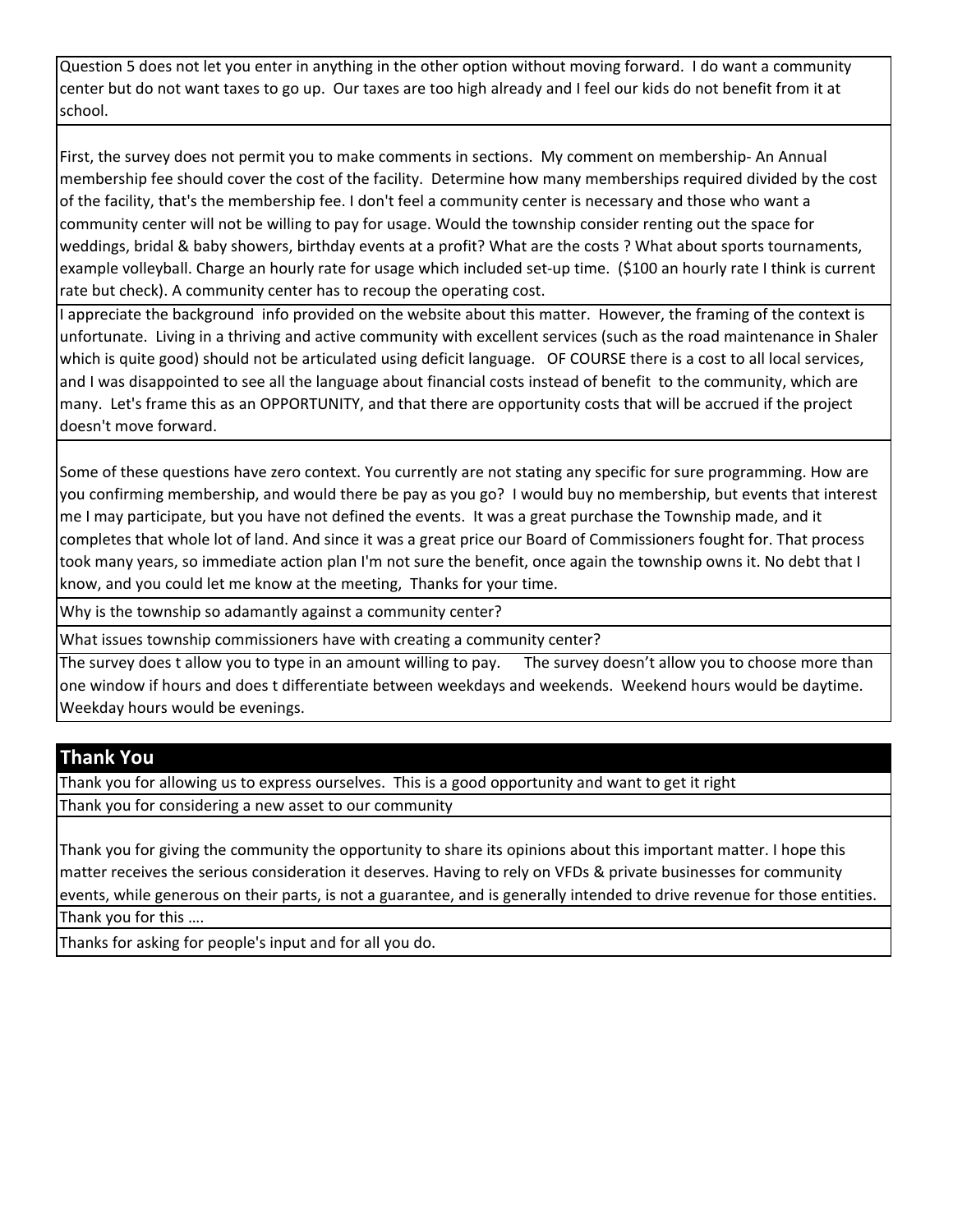| |
|---|
| Question 5 does not let you enter in anything in the other option without moving forward. I do want a community center but do not want taxes to go up. Our taxes are too high already and I feel our kids do not benefit from it at school. |
| First, the survey does not permit you to make comments in sections. My comment on membership- An Annual membership fee should cover the cost of the facility. Determine how many memberships required divided by the cost of the facility, that's the membership fee. I don't feel a community center is necessary and those who want a community center will not be willing to pay for usage. Would the township consider renting out the space for weddings, bridal & baby showers, birthday events at a profit? What are the costs ? What about sports tournaments, example volleyball. Charge an hourly rate for usage which included set-up time. ($100 an hourly rate I think is current rate but check). A community center has to recoup the operating cost. |
| I appreciate the background info provided on the website about this matter. However, the framing of the context is unfortunate. Living in a thriving and active community with excellent services (such as the road maintenance in Shaler which is quite good) should not be articulated using deficit language. OF COURSE there is a cost to all local services, and I was disappointed to see all the language about financial costs instead of benefit to the community, which are many. Let's frame this as an OPPORTUNITY, and that there are opportunity costs that will be accrued if the project doesn't move forward. |
| Some of these questions have zero context. You currently are not stating any specific for sure programming. How are you confirming membership, and would there be pay as you go? I would buy no membership, but events that interest me I may participate, but you have not defined the events. It was a great purchase the Township made, and it completes that whole lot of land. And since it was a great price our Board of Commissioners fought for. That process took many years, so immediate action plan I'm not sure the benefit, once again the township owns it. No debt that I know, and you could let me know at the meeting, Thanks for your time. |
| Why is the township so adamantly against a community center? |
| What issues township commissioners have with creating a community center? |
| The survey does t allow you to type in an amount willing to pay. The survey doesn't allow you to choose more than one window if hours and does t differentiate between weekdays and weekends. Weekend hours would be daytime. Weekday hours would be evenings. |

| **Thank You** |
|---|
| Thank you for allowing us to express ourselves. This is a good opportunity and want to get it right |
| Thank you for considering a new asset to our community |
| Thank you for giving the community the opportunity to share its opinions about this important matter. I hope this matter receives the serious consideration it deserves. Having to rely on VFDs & private businesses for community events, while generous on their parts, is not a guarantee, and is generally intended to drive revenue for those entities. |
| Thank you for this …. |
| Thanks for asking for people's input and for all you do. |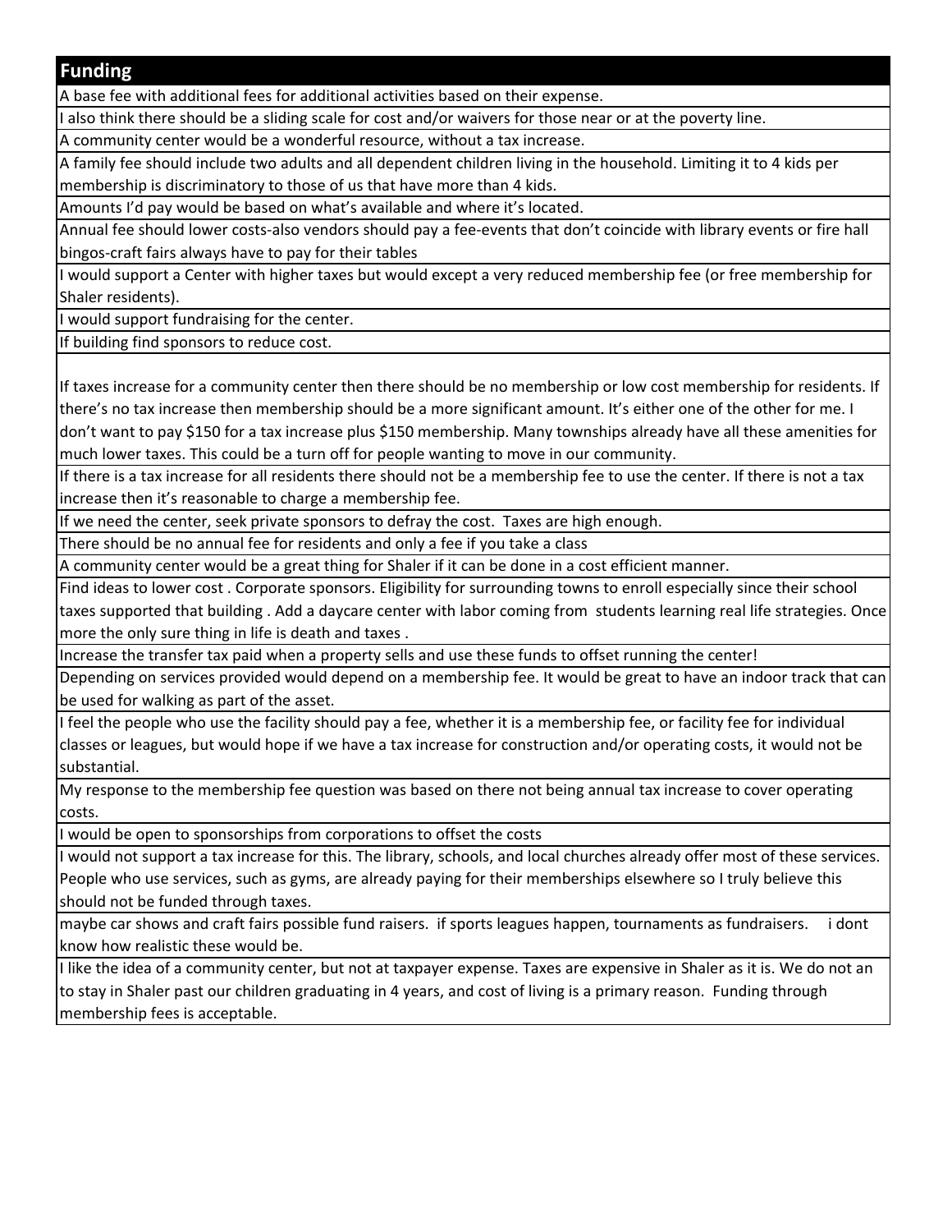| Funding |
|---|
| A base fee with additional fees for additional activities based on their expense. |
| I also think there should be a sliding scale for cost and/or waivers for those near or at the poverty line. |
| A community center would be a wonderful resource, without a tax increase. |
| A family fee should include two adults and all dependent children living in the household. Limiting it to 4 kids per membership is discriminatory to those of us that have more than 4 kids. |
| Amounts I'd pay would be based on what's available and where it's located. |
| Annual fee should lower costs-also vendors should pay a fee-events that don't coincide with library events or fire hall bingos-craft fairs always have to pay for their tables |
| I would support a Center with higher taxes but would except a very reduced membership fee (or free membership for Shaler residents). |
| I would support fundraising for the center. |
| If building find sponsors to reduce cost. |
| If taxes increase for a community center then there should be no membership or low cost membership for residents. If there's no tax increase then membership should be a more significant amount. It's either one of the other for me. I don't want to pay $150 for a tax increase plus $150 membership. Many townships already have all these amenities for much lower taxes. This could be a turn off for people wanting to move in our community. |
| If there is a tax increase for all residents there should not be a membership fee to use the center. If there is not a tax increase then it's reasonable to charge a membership fee. |
| If we need the center, seek private sponsors to defray the cost. Taxes are high enough. |
| There should be no annual fee for residents and only a fee if you take a class |
| A community center would be a great thing for Shaler if it can be done in a cost efficient manner. |
| Find ideas to lower cost . Corporate sponsors. Eligibility for surrounding towns to enroll especially since their school taxes supported that building . Add a daycare center with labor coming from students learning real life strategies. Once more the only sure thing in life is death and taxes . |
| Increase the transfer tax paid when a property sells and use these funds to offset running the center! |
| Depending on services provided would depend on a membership fee. It would be great to have an indoor track that can be used for walking as part of the asset. |
| I feel the people who use the facility should pay a fee, whether it is a membership fee, or facility fee for individual classes or leagues, but would hope if we have a tax increase for construction and/or operating costs, it would not be substantial. |
| My response to the membership fee question was based on there not being annual tax increase to cover operating costs. |
| I would be open to sponsorships from corporations to offset the costs |
| I would not support a tax increase for this. The library, schools, and local churches already offer most of these services. People who use services, such as gyms, are already paying for their memberships elsewhere so I truly believe this should not be funded through taxes. |
| maybe car shows and craft fairs possible fund raisers. if sports leagues happen, tournaments as fundraisers. i dont know how realistic these would be. |
| I like the idea of a community center, but not at taxpayer expense. Taxes are expensive in Shaler as it is. We do not an to stay in Shaler past our children graduating in 4 years, and cost of living is a primary reason. Funding through membership fees is acceptable. |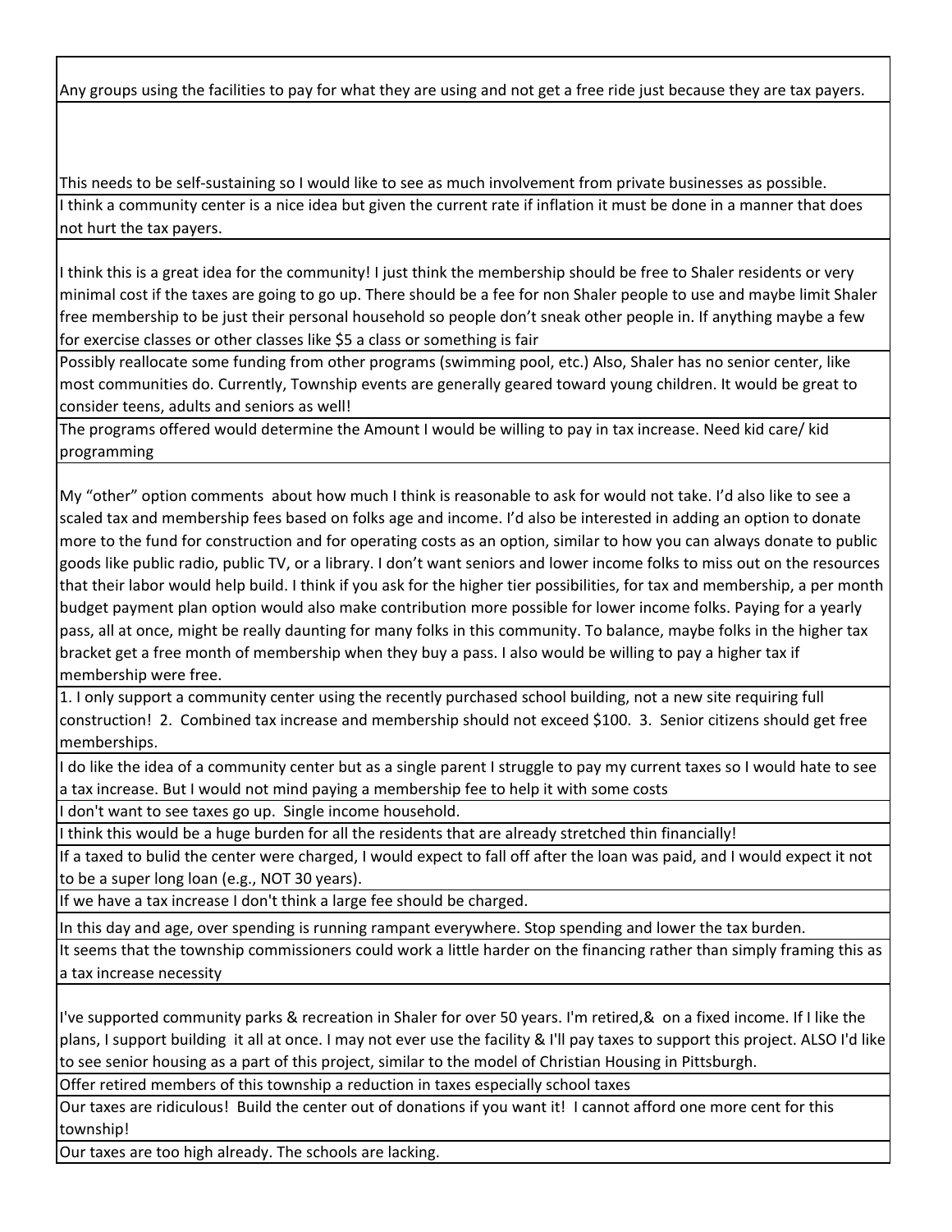| |
|---|
| Any groups using the facilities to pay for what they are using and not get a free ride just because they are tax payers. |
| This needs to be self-sustaining so I would like to see as much involvement from private businesses as possible. |
| I think a community center is a nice idea but given the current rate if inflation it must be done in a manner that does not hurt the tax payers. |
| I think this is a great idea for the community! I just think the membership should be free to Shaler residents or very minimal cost if the taxes are going to go up. There should be a fee for non Shaler people to use and maybe limit Shaler free membership to be just their personal household so people don't sneak other people in. If anything maybe a few for exercise classes or other classes like $5 a class or something is fair |
| Possibly reallocate some funding from other programs (swimming pool, etc.) Also, Shaler has no senior center, like most communities do. Currently, Township events are generally geared toward young children. It would be great to consider teens, adults and seniors as well! |
| The programs offered would determine the Amount I would be willing to pay in tax increase. Need kid care/ kid programming |
| My "other" option comments about how much I think is reasonable to ask for would not take. I'd also like to see a scaled tax and membership fees based on folks age and income. I'd also be interested in adding an option to donate more to the fund for construction and for operating costs as an option, similar to how you can always donate to public goods like public radio, public TV, or a library. I don't want seniors and lower income folks to miss out on the resources that their labor would help build. I think if you ask for the higher tier possibilities, for tax and membership, a per month budget payment plan option would also make contribution more possible for lower income folks. Paying for a yearly pass, all at once, might be really daunting for many folks in this community. To balance, maybe folks in the higher tax bracket get a free month of membership when they buy a pass. I also would be willing to pay a higher tax if membership were free. |
| 1. I only support a community center using the recently purchased school building, not a new site requiring full construction! 2. Combined tax increase and membership should not exceed $100. 3. Senior citizens should get free memberships. |
| I do like the idea of a community center but as a single parent I struggle to pay my current taxes so I would hate to see a tax increase. But I would not mind paying a membership fee to help it with some costs |
| I don't want to see taxes go up. Single income household. |
| I think this would be a huge burden for all the residents that are already stretched thin financially! |
| If a taxed to bulid the center were charged, I would expect to fall off after the loan was paid, and I would expect it not to be a super long loan (e.g., NOT 30 years). |
| If we have a tax increase I don't think a large fee should be charged. |
| In this day and age, over spending is running rampant everywhere. Stop spending and lower the tax burden. |
| It seems that the township commissioners could work a little harder on the financing rather than simply framing this as a tax increase necessity |
| I've supported community parks & recreation in Shaler for over 50 years. I'm retired,& on a fixed income. If I like the plans, I support building it all at once. I may not ever use the facility & I'll pay taxes to support this project. ALSO I'd like to see senior housing as a part of this project, similar to the model of Christian Housing in Pittsburgh. |
| Offer retired members of this township a reduction in taxes especially school taxes |
| Our taxes are ridiculous! Build the center out of donations if you want it! I cannot afford one more cent for this township! |
| Our taxes are too high already. The schools are lacking. |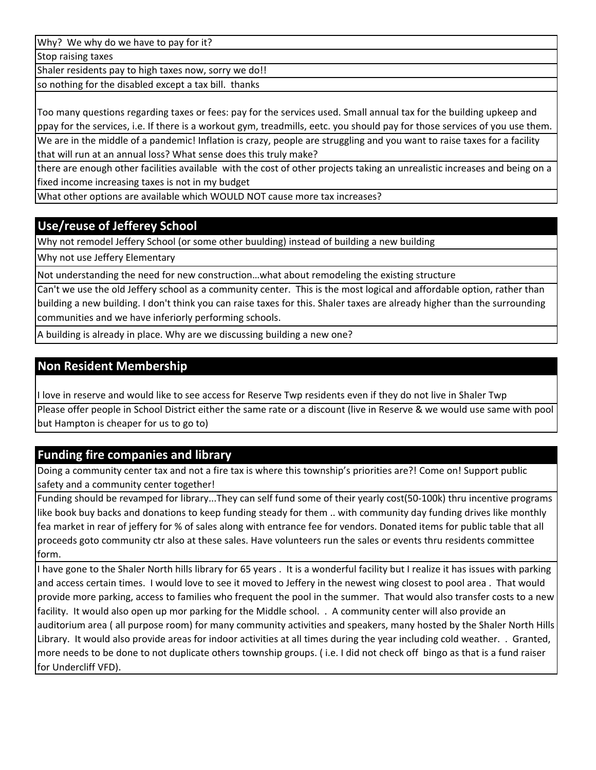Why? We why do we have to pay for it?

Stop raising taxes

Shaler residents pay to high taxes now, sorry we do!!

so nothing for the disabled except a tax bill. thanks

Too many questions regarding taxes or fees: pay for the services used. Small annual tax for the building upkeep and ppay for the services, i.e. If there is a workout gym, treadmills, eetc. you should pay for those services of you use them.

We are in the middle of a pandemic! Inflation is crazy, people are struggling and you want to raise taxes for a facility that will run at an annual loss? What sense does this truly make?

there are enough other facilities available with the cost of other projects taking an unrealistic increases and being on a fixed income increasing taxes is not in my budget

What other options are available which WOULD NOT cause more tax increases?

## Use/reuse of Jefferey School

Why not remodel Jeffery School (or some other buulding) instead of building a new building

Why not use Jeffery Elementary

Not understanding the need for new construction…what about remodeling the existing structure

Can't we use the old Jeffery school as a community center. This is the most logical and affordable option, rather than building a new building. I don't think you can raise taxes for this. Shaler taxes are already higher than the surrounding communities and we have inferiorly performing schools.

A building is already in place. Why are we discussing building a new one?

## Non Resident Membership

I love in reserve and would like to see access for Reserve Twp residents even if they do not live in Shaler Twp

Please offer people in School District either the same rate or a discount (live in Reserve & we would use same with pool but Hampton is cheaper for us to go to)

## Funding fire companies and library

Doing a community center tax and not a fire tax is where this township's priorities are?! Come on! Support public safety and a community center together!

Funding should be revamped for library...They can self fund some of their yearly cost(50-100k) thru incentive programs like book buy backs and donations to keep funding steady for them .. with community day funding drives like monthly fea market in rear of jeffery for % of sales along with entrance fee for vendors. Donated items for public table that all proceeds goto community ctr also at these sales. Have volunteers run the sales or events thru residents committee form.

I have gone to the Shaler North hills library for 65 years . It is a wonderful facility but I realize it has issues with parking and access certain times. I would love to see it moved to Jeffery in the newest wing closest to pool area . That would provide more parking, access to families who frequent the pool in the summer. That would also transfer costs to a new facility. It would also open up mor parking for the Middle school. . A community center will also provide an auditorium area ( all purpose room) for many community activities and speakers, many hosted by the Shaler North Hills Library. It would also provide areas for indoor activities at all times during the year including cold weather. . Granted, more needs to be done to not duplicate others township groups. ( i.e. I did not check off bingo as that is a fund raiser for Undercliff VFD).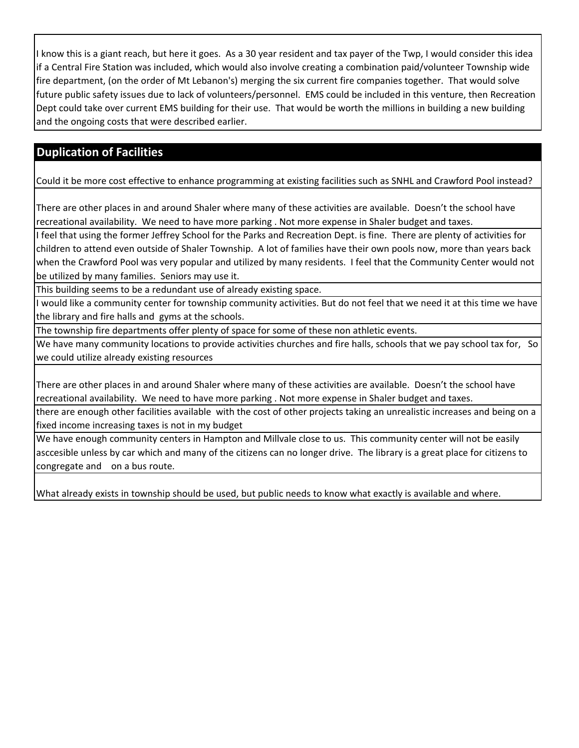I know this is a giant reach, but here it goes. As a 30 year resident and tax payer of the Twp, I would consider this idea if a Central Fire Station was included, which would also involve creating a combination paid/volunteer Township wide fire department, (on the order of Mt Lebanon's) merging the six current fire companies together. That would solve future public safety issues due to lack of volunteers/personnel. EMS could be included in this venture, then Recreation Dept could take over current EMS building for their use. That would be worth the millions in building a new building and the ongoing costs that were described earlier.

## Duplication of Facilities

Could it be more cost effective to enhance programming at existing facilities such as SNHL and Crawford Pool instead?

There are other places in and around Shaler where many of these activities are available. Doesn't the school have recreational availability. We need to have more parking . Not more expense in Shaler budget and taxes.

I feel that using the former Jeffrey School for the Parks and Recreation Dept. is fine. There are plenty of activities for children to attend even outside of Shaler Township. A lot of families have their own pools now, more than years back when the Crawford Pool was very popular and utilized by many residents. I feel that the Community Center would not be utilized by many families. Seniors may use it.

This building seems to be a redundant use of already existing space.

I would like a community center for township community activities. But do not feel that we need it at this time we have the library and fire halls and gyms at the schools.

The township fire departments offer plenty of space for some of these non athletic events.

We have many community locations to provide activities churches and fire halls, schools that we pay school tax for, So we could utilize already existing resources

There are other places in and around Shaler where many of these activities are available. Doesn't the school have recreational availability. We need to have more parking . Not more expense in Shaler budget and taxes.

there are enough other facilities available with the cost of other projects taking an unrealistic increases and being on a fixed income increasing taxes is not in my budget

We have enough community centers in Hampton and Millvale close to us. This community center will not be easily asccesible unless by car which and many of the citizens can no longer drive. The library is a great place for citizens to congregate and on a bus route.

What already exists in township should be used, but public needs to know what exactly is available and where.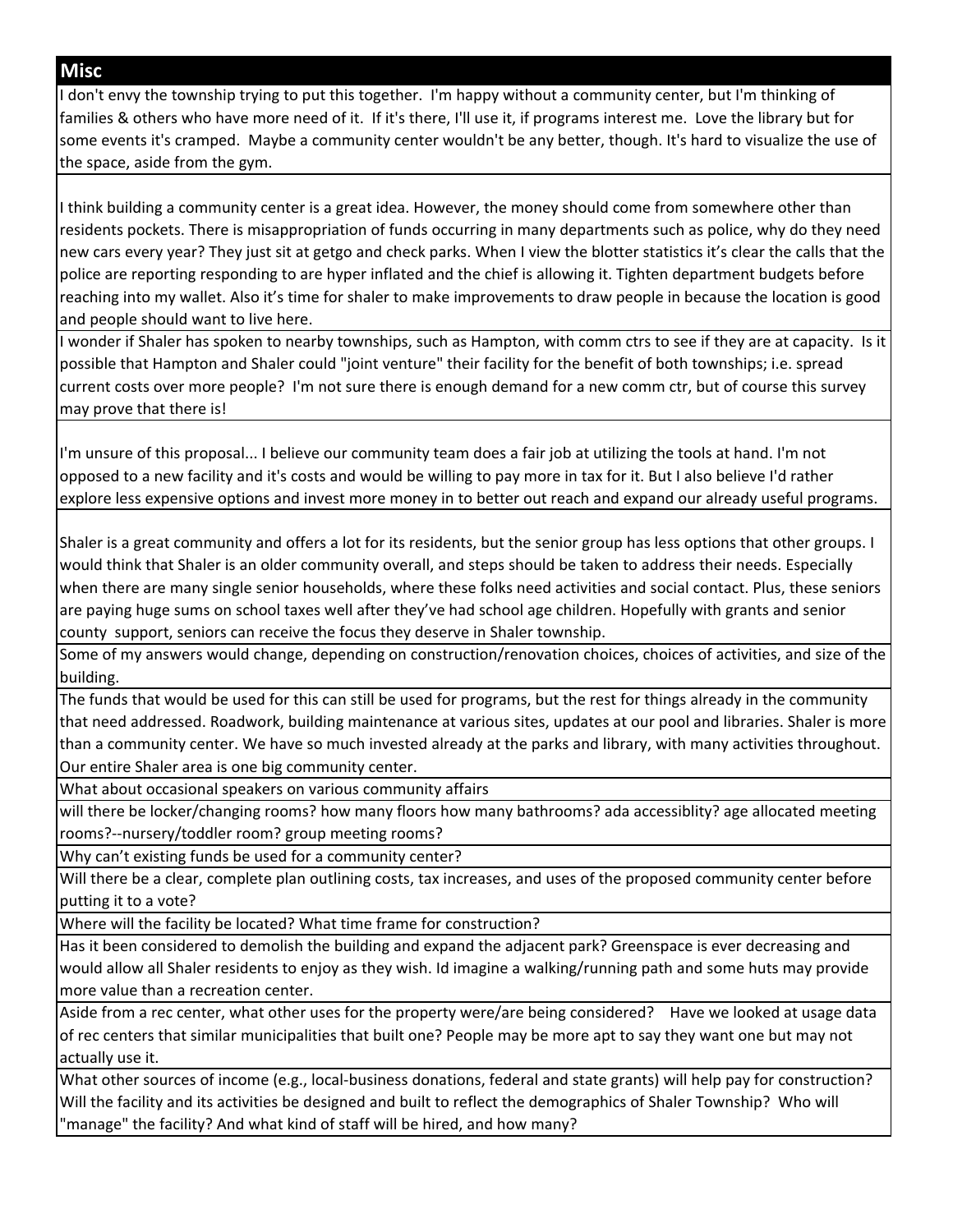| Misc |
| --- |
| I don't envy the township trying to put this together.  I'm happy without a community center, but I'm thinking of families & others who have more need of it.  If it's there, I'll use it, if programs interest me.  Love the library but for some events it's cramped.  Maybe a community center wouldn't be any better, though. It's hard to visualize the use of the space, aside from the gym. |
| I think building a community center is a great idea. However, the money should come from somewhere other than residents pockets. There is misappropriation of funds occurring in many departments such as police, why do they need new cars every year? They just sit at getgo and check parks. When I view the blotter statistics it's clear the calls that the police are reporting responding to are hyper inflated and the chief is allowing it. Tighten department budgets before reaching into my wallet. Also it's time for shaler to make improvements to draw people in because the location is good and people should want to live here. |
| I wonder if Shaler has spoken to nearby townships, such as Hampton, with comm ctrs to see if they are at capacity.  Is it possible that Hampton and Shaler could "joint venture" their facility for the benefit of both townships; i.e. spread current costs over more people?  I'm not sure there is enough demand for a new comm ctr, but of course this survey may prove that there is! |
| I'm unsure of this proposal... I believe our community team does a fair job at utilizing the tools at hand. I'm not opposed to a new facility and it's costs and would be willing to pay more in tax for it. But I also believe I'd rather explore less expensive options and invest more money in to better out reach and expand our already useful programs. |
| Shaler is a great community and offers a lot for its residents, but the senior group has less options that other groups. I would think that Shaler is an older community overall, and steps should be taken to address their needs. Especially when there are many single senior households, where these folks need activities and social contact. Plus, these seniors are paying huge sums on school taxes well after they've had school age children. Hopefully with grants and senior county  support, seniors can receive the focus they deserve in Shaler township. |
| Some of my answers would change, depending on construction/renovation choices, choices of activities, and size of the building. |
| The funds that would be used for this can still be used for programs, but the rest for things already in the community that need addressed. Roadwork, building maintenance at various sites, updates at our pool and libraries. Shaler is more than a community center. We have so much invested already at the parks and library, with many activities throughout. Our entire Shaler area is one big community center. |
| What about occasional speakers on various community affairs |
| will there be locker/changing rooms? how many floors how many bathrooms? ada accessiblity? age allocated meeting rooms?--nursery/toddler room? group meeting rooms? |
| Why can't existing funds be used for a community center? |
| Will there be a clear, complete plan outlining costs, tax increases, and uses of the proposed community center before putting it to a vote? |
| Where will the facility be located? What time frame for construction? |
| Has it been considered to demolish the building and expand the adjacent park? Greenspace is ever decreasing and would allow all Shaler residents to enjoy as they wish. Id imagine a walking/running path and some huts may provide more value than a recreation center. |
| Aside from a rec center, what other uses for the property were/are being considered?    Have we looked at usage data of rec centers that similar municipalities that built one? People may be more apt to say they want one but may not actually use it. |
| What other sources of income (e.g., local-business donations, federal and state grants) will help pay for construction? Will the facility and its activities be designed and built to reflect the demographics of Shaler Township?  Who will "manage" the facility? And what kind of staff will be hired, and how many? |